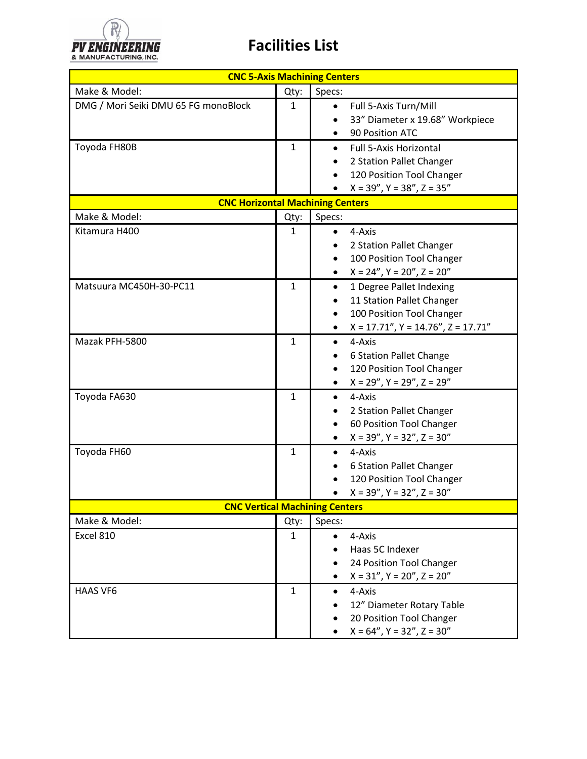PV ENGINEERING & MANUFACTURING, INC.

# Facilities List

| CNC 5-Axis Machining Centers | | |
|---|---|---|
| Make & Model: | Qty: | Specs: |
| DMG / Mori Seiki DMU 65 FG monoBlock | 1 | • Full 5-Axis Turn/Mill<br>• 33" Diameter x 19.68" Workpiece<br>• 90 Position ATC |
| Toyoda FH80B | 1 | • Full 5-Axis Horizontal<br>• 2 Station Pallet Changer<br>• 120 Position Tool Changer<br>• X = 39", Y = 38", Z = 35" |
| **CNC Horizontal Machining Centers** | | |
| Make & Model: | Qty: | Specs: |
| Kitamura H400 | 1 | • 4-Axis<br>• 2 Station Pallet Changer<br>• 100 Position Tool Changer<br>• X = 24", Y = 20", Z = 20" |
| Matsuura MC450H-30-PC11 | 1 | • 1 Degree Pallet Indexing<br>• 11 Station Pallet Changer<br>• 100 Position Tool Changer<br>• X = 17.71", Y = 14.76", Z = 17.71" |
| Mazak PFH-5800 | 1 | • 4-Axis<br>• 6 Station Pallet Change<br>• 120 Position Tool Changer<br>• X = 29", Y = 29", Z = 29" |
| Toyoda FA630 | 1 | • 4-Axis<br>• 2 Station Pallet Changer<br>• 60 Position Tool Changer<br>• X = 39", Y = 32", Z = 30" |
| Toyoda FH60 | 1 | • 4-Axis<br>• 6 Station Pallet Changer<br>• 120 Position Tool Changer<br>• X = 39", Y = 32", Z = 30" |
| **CNC Vertical Machining Centers** | | |
| Make & Model: | Qty: | Specs: |
| Excel 810 | 1 | • 4-Axis<br>• Haas 5C Indexer<br>• 24 Position Tool Changer<br>• X = 31", Y = 20", Z = 20" |
| HAAS VF6 | 1 | • 4-Axis<br>• 12" Diameter Rotary Table<br>• 20 Position Tool Changer<br>• X = 64", Y = 32", Z = 30" |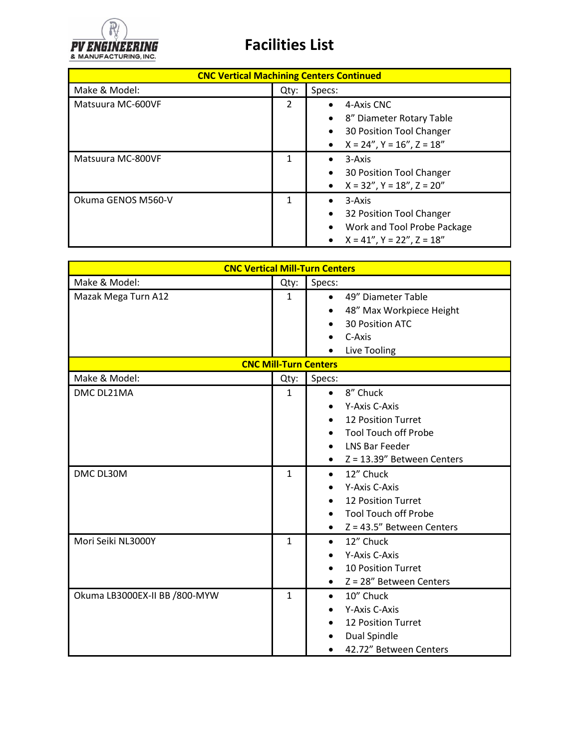# Facilities List

| CNC Vertical Machining Centers Continued | | |
|---|---|---|
| Make & Model: | Qty: | Specs: |
| Matsuura MC-600VF | 2 | • 4-Axis CNC<br>• 8" Diameter Rotary Table<br>• 30 Position Tool Changer<br>• X = 24", Y = 16", Z = 18" |
| Matsuura MC-800VF | 1 | • 3-Axis<br>• 30 Position Tool Changer<br>• X = 32", Y = 18", Z = 20" |
| Okuma GENOS M560-V | 1 | • 3-Axis<br>• 32 Position Tool Changer<br>• Work and Tool Probe Package<br>• X = 41", Y = 22", Z = 18" |

| CNC Vertical Mill-Turn Centers | | |
|---|---|---|
| Make & Model: | Qty: | Specs: |
| Mazak Mega Turn A12 | 1 | • 49" Diameter Table<br>• 48" Max Workpiece Height<br>• 30 Position ATC<br>• C-Axis<br>• Live Tooling |
| **CNC Mill-Turn Centers** | | |
| Make & Model: | Qty: | Specs: |
| DMC DL21MA | 1 | • 8" Chuck<br>• Y-Axis C-Axis<br>• 12 Position Turret<br>• Tool Touch off Probe<br>• LNS Bar Feeder<br>• Z = 13.39" Between Centers |
| DMC DL30M | 1 | • 12" Chuck<br>• Y-Axis C-Axis<br>• 12 Position Turret<br>• Tool Touch off Probe<br>• Z = 43.5" Between Centers |
| Mori Seiki NL3000Y | 1 | • 12" Chuck<br>• Y-Axis C-Axis<br>• 10 Position Turret<br>• Z = 28" Between Centers |
| Okuma LB3000EX-II BB /800-MYW | 1 | • 10" Chuck<br>• Y-Axis C-Axis<br>• 12 Position Turret<br>• Dual Spindle<br>• 42.72" Between Centers |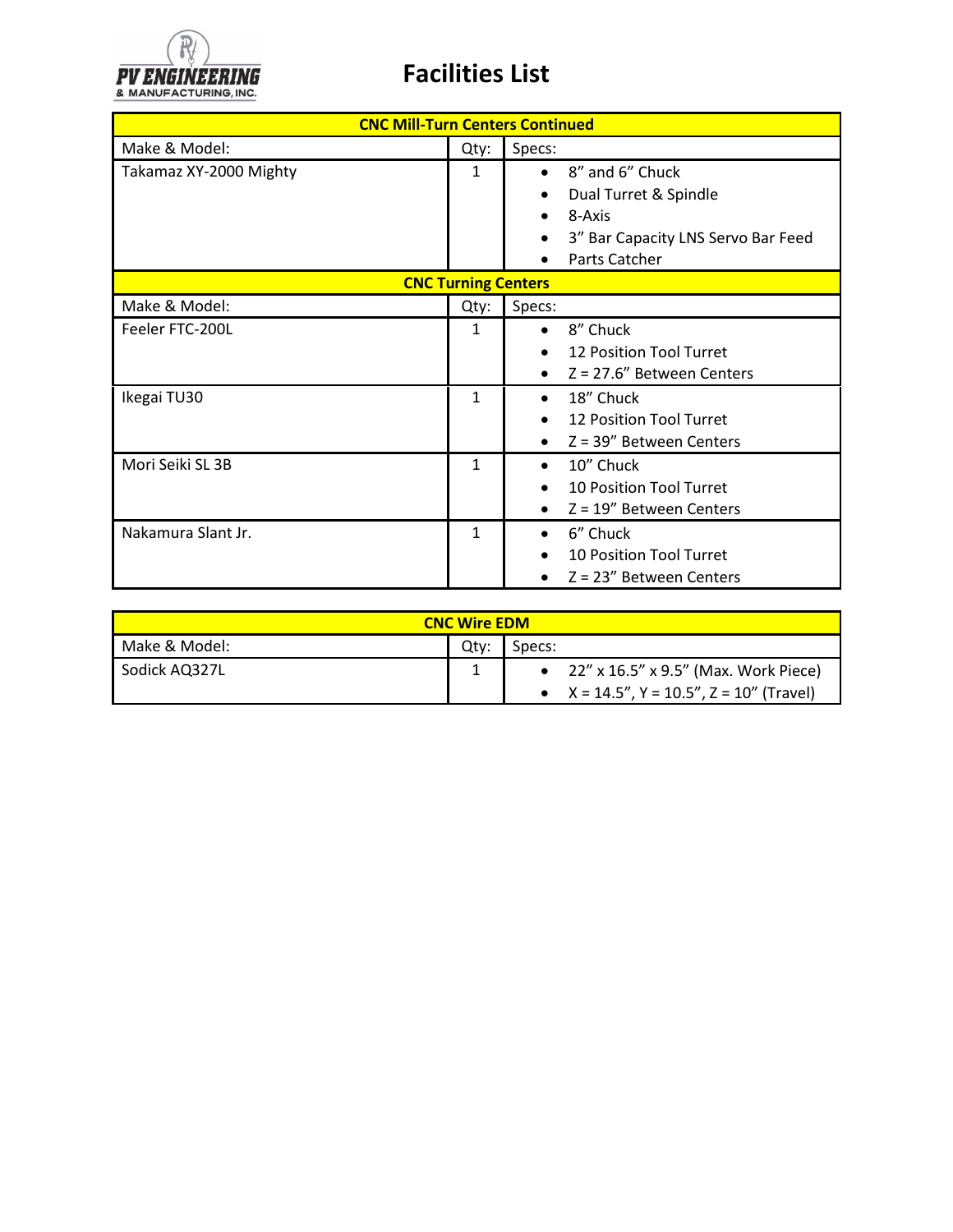# Facilities List

| CNC Mill-Turn Centers Continued | | |
|---|---|---|
| Make & Model: | Qty: | Specs: |
| Takamaz XY-2000 Mighty | 1 | • 8” and 6” Chuck<br>• Dual Turret & Spindle<br>• 8-Axis<br>• 3” Bar Capacity LNS Servo Bar Feed<br>• Parts Catcher |
| **CNC Turning Centers** | | |
| Make & Model: | Qty: | Specs: |
| Feeler FTC-200L | 1 | • 8” Chuck<br>• 12 Position Tool Turret<br>• Z = 27.6” Between Centers |
| Ikegai TU30 | 1 | • 18” Chuck<br>• 12 Position Tool Turret<br>• Z = 39” Between Centers |
| Mori Seiki SL 3B | 1 | • 10” Chuck<br>• 10 Position Tool Turret<br>• Z = 19” Between Centers |
| Nakamura Slant Jr. | 1 | • 6” Chuck<br>• 10 Position Tool Turret<br>• Z = 23” Between Centers |

| CNC Wire EDM | | |
|---|---|---|
| Make & Model: | Qty: | Specs: |
| Sodick AQ327L | 1 | • 22” x 16.5” x 9.5” (Max. Work Piece)<br>• X = 14.5”, Y = 10.5”, Z = 10” (Travel) |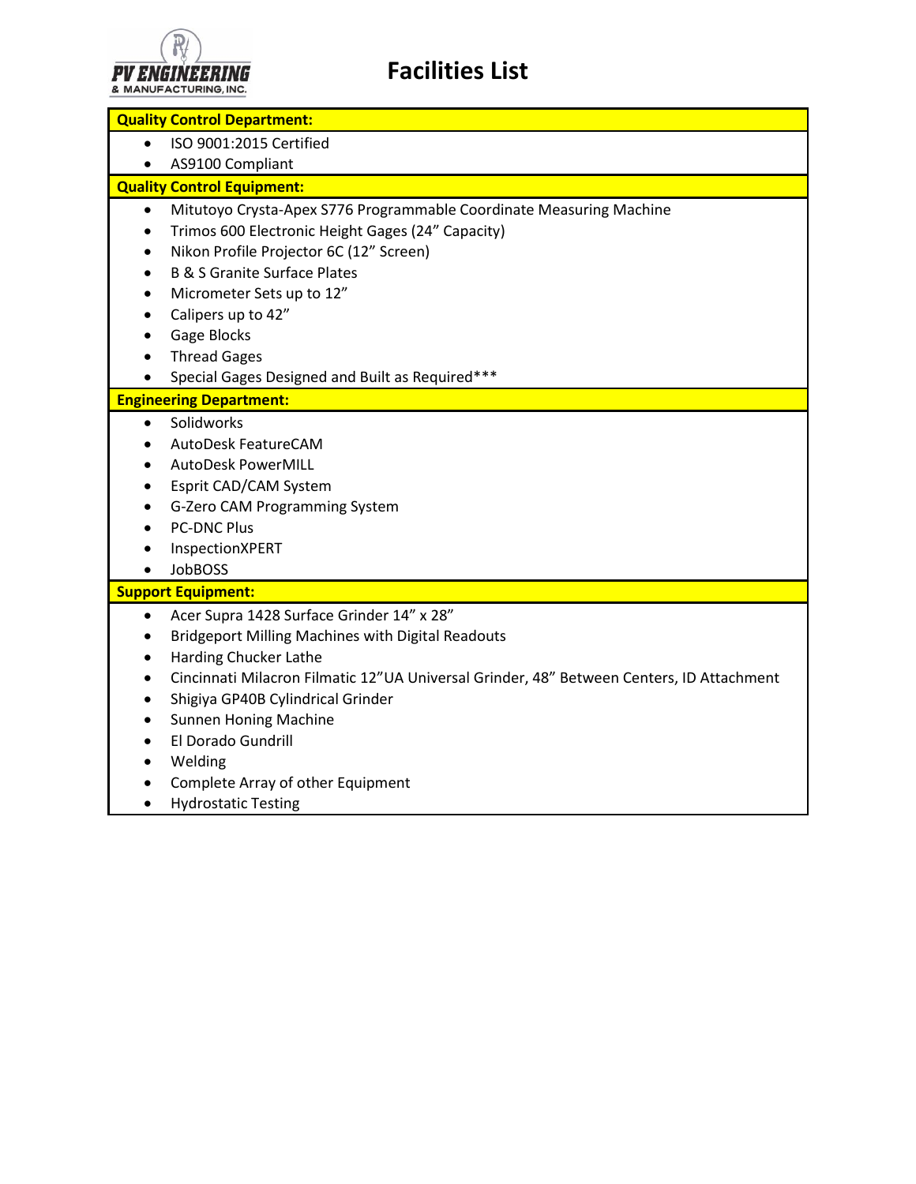PV ENGINEERING & MANUFACTURING, INC.

# Facilities List

**Quality Control Department:**

- ISO 9001:2015 Certified
- AS9100 Compliant

**Quality Control Equipment:**

- Mitutoyo Crysta-Apex S776 Programmable Coordinate Measuring Machine
- Trimos 600 Electronic Height Gages (24” Capacity)
- Nikon Profile Projector 6C (12” Screen)
- B & S Granite Surface Plates
- Micrometer Sets up to 12”
- Calipers up to 42”
- Gage Blocks
- Thread Gages
- Special Gages Designed and Built as Required***

**Engineering Department:**

- Solidworks
- AutoDesk FeatureCAM
- AutoDesk PowerMILL
- Esprit CAD/CAM System
- G-Zero CAM Programming System
- PC-DNC Plus
- InspectionXPERT
- JobBOSS

**Support Equipment:**

- Acer Supra 1428 Surface Grinder 14” x 28”
- Bridgeport Milling Machines with Digital Readouts
- Harding Chucker Lathe
- Cincinnati Milacron Filmatic 12”UA Universal Grinder, 48” Between Centers, ID Attachment
- Shigiya GP40B Cylindrical Grinder
- Sunnen Honing Machine
- El Dorado Gundrill
- Welding
- Complete Array of other Equipment
- Hydrostatic Testing